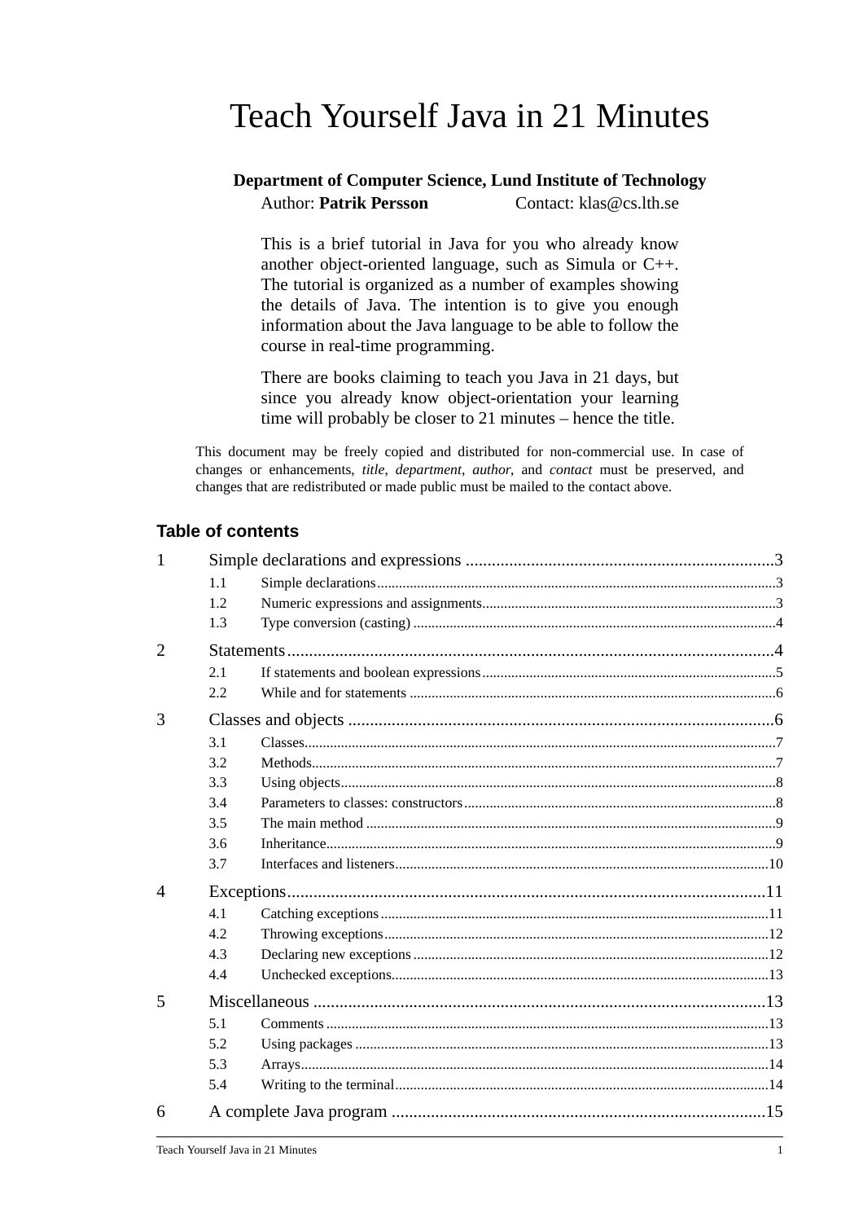# Teach Yourself Java in 21 Minutes

**Department of Computer Science, Lund Institute of Technology**

Author: **Patrik Persson** Contact: klas@cs.lth.se

This is a brief tutorial in Java for you who already know another object-oriented language, such as Simula or C++. The tutorial is organized as a number of examples showing the details of Java. The intention is to give you enough information about the Java language to be able to follow the course in real-time programming.

There are books claiming to teach you Java in 21 days, but since you already know object-orientation your learning time will probably be closer to 21 minutes – hence the title.

This document may be freely copied and distributed for non-commercial use. In case of changes or enhancements, *title*, *department*, *author*, and *contact* must be preserved, and changes that are redistributed or made public must be mailed to the contact above.

## Table of contents

1 Simple declarations and expressions ....................3
- 1.1 Simple declarations ....................3
- 1.2 Numeric expressions and assignments ....................3
- 1.3 Type conversion (casting) ....................4

2 Statements ....................4
- 2.1 If statements and boolean expressions ....................5
- 2.2 While and for statements ....................6

3 Classes and objects ....................6
- 3.1 Classes ....................7
- 3.2 Methods ....................7
- 3.3 Using objects ....................8
- 3.4 Parameters to classes: constructors ....................8
- 3.5 The main method ....................9
- 3.6 Inheritance ....................9
- 3.7 Interfaces and listeners ....................10

4 Exceptions ....................11
- 4.1 Catching exceptions ....................11
- 4.2 Throwing exceptions ....................12
- 4.3 Declaring new exceptions ....................12
- 4.4 Unchecked exceptions ....................13

5 Miscellaneous ....................13
- 5.1 Comments ....................13
- 5.2 Using packages ....................13
- 5.3 Arrays ....................14
- 5.4 Writing to the terminal ....................14

6 A complete Java program ....................15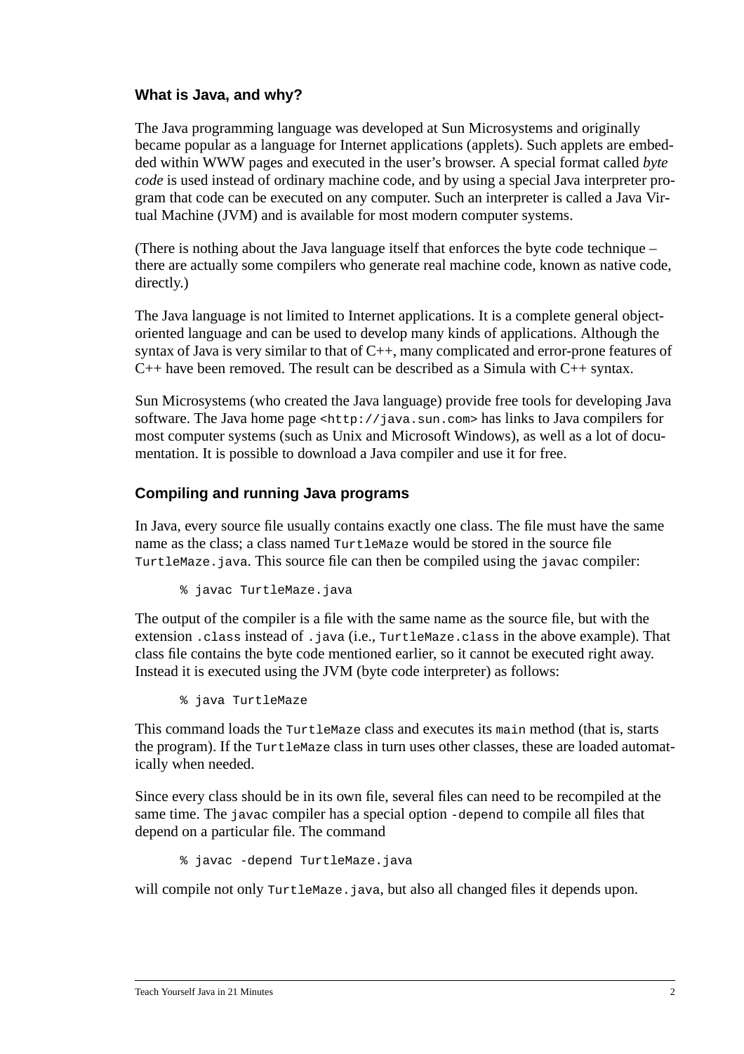## What is Java, and why?

The Java programming language was developed at Sun Microsystems and originally became popular as a language for Internet applications (applets). Such applets are embedded within WWW pages and executed in the user's browser. A special format called *byte code* is used instead of ordinary machine code, and by using a special Java interpreter program that code can be executed on any computer. Such an interpreter is called a Java Virtual Machine (JVM) and is available for most modern computer systems.

(There is nothing about the Java language itself that enforces the byte code technique – there are actually some compilers who generate real machine code, known as native code, directly.)

The Java language is not limited to Internet applications. It is a complete general object-oriented language and can be used to develop many kinds of applications. Although the syntax of Java is very similar to that of C++, many complicated and error-prone features of C++ have been removed. The result can be described as a Simula with C++ syntax.

Sun Microsystems (who created the Java language) provide free tools for developing Java software. The Java home page `<http://java.sun.com>` has links to Java compilers for most computer systems (such as Unix and Microsoft Windows), as well as a lot of documentation. It is possible to download a Java compiler and use it for free.

## Compiling and running Java programs

In Java, every source file usually contains exactly one class. The file must have the same name as the class; a class named `TurtleMaze` would be stored in the source file `TurtleMaze.java`. This source file can then be compiled using the `javac` compiler:

```
% javac TurtleMaze.java
```

The output of the compiler is a file with the same name as the source file, but with the extension `.class` instead of `.java` (i.e., `TurtleMaze.class` in the above example). That class file contains the byte code mentioned earlier, so it cannot be executed right away. Instead it is executed using the JVM (byte code interpreter) as follows:

```
% java TurtleMaze
```

This command loads the `TurtleMaze` class and executes its `main` method (that is, starts the program). If the `TurtleMaze` class in turn uses other classes, these are loaded automatically when needed.

Since every class should be in its own file, several files can need to be recompiled at the same time. The `javac` compiler has a special option `-depend` to compile all files that depend on a particular file. The command

```
% javac -depend TurtleMaze.java
```

will compile not only `TurtleMaze.java`, but also all changed files it depends upon.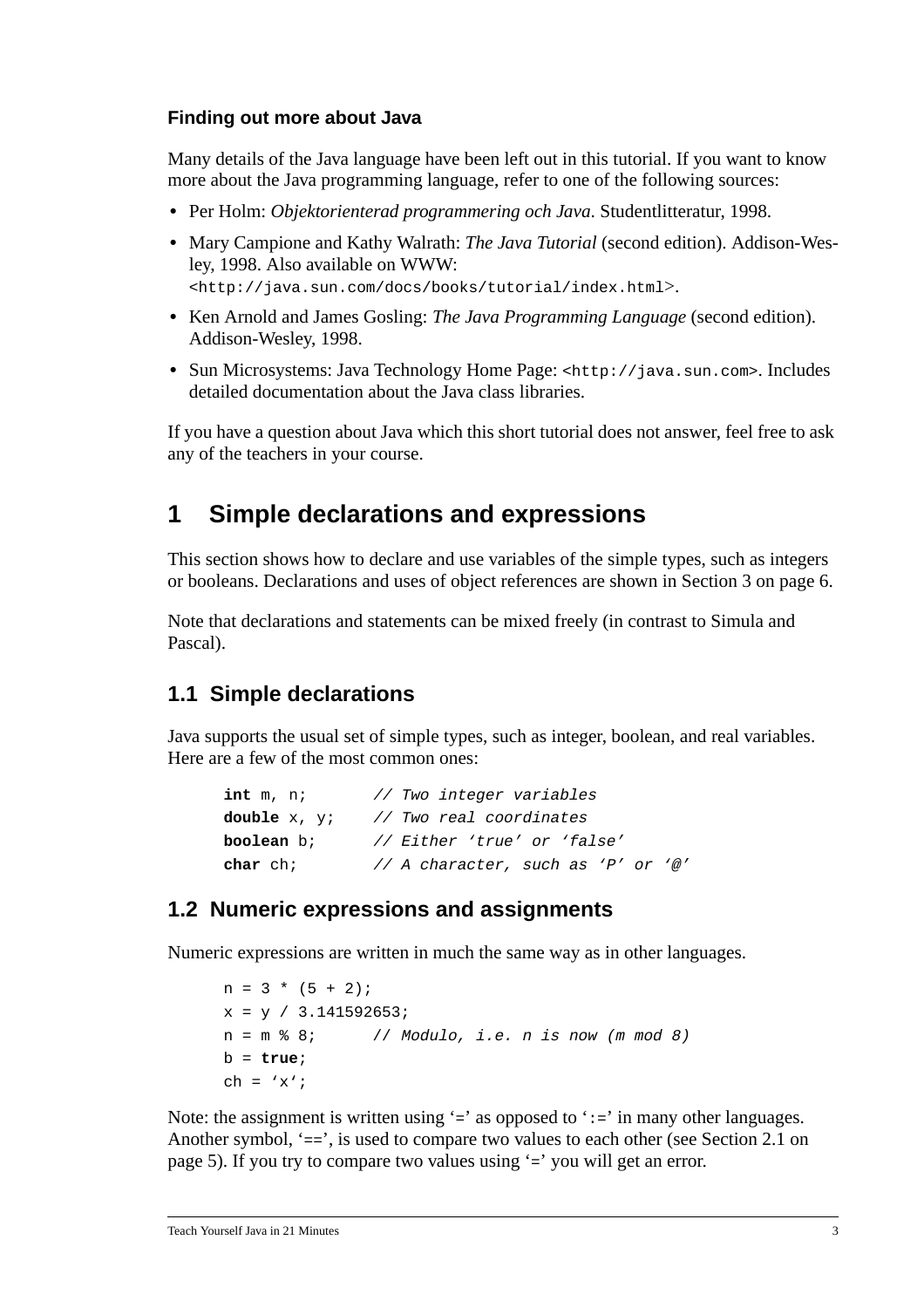### Finding out more about Java

Many details of the Java language have been left out in this tutorial. If you want to know more about the Java programming language, refer to one of the following sources:

- Per Holm: *Objektorienterad programmering och Java*. Studentlitteratur, 1998.
- Mary Campione and Kathy Walrath: *The Java Tutorial* (second edition). Addison-Wesley, 1998. Also available on WWW: `<http://java.sun.com/docs/books/tutorial/index.html>`.
- Ken Arnold and James Gosling: *The Java Programming Language* (second edition). Addison-Wesley, 1998.
- Sun Microsystems: Java Technology Home Page: `<http://java.sun.com>`. Includes detailed documentation about the Java class libraries.

If you have a question about Java which this short tutorial does not answer, feel free to ask any of the teachers in your course.

## 1 Simple declarations and expressions

This section shows how to declare and use variables of the simple types, such as integers or booleans. Declarations and uses of object references are shown in Section 3 on page 6.

Note that declarations and statements can be mixed freely (in contrast to Simula and Pascal).

### 1.1 Simple declarations

Java supports the usual set of simple types, such as integer, boolean, and real variables. Here are a few of the most common ones:

```
int m, n;       // Two integer variables
double x, y;    // Two real coordinates
boolean b;      // Either ‘true’ or ‘false’
char ch;        // A character, such as ‘P’ or ‘@’
```

### 1.2 Numeric expressions and assignments

Numeric expressions are written in much the same way as in other languages.

```
n = 3 * (5 + 2);
x = y / 3.141592653;
n = m % 8;      // Modulo, i.e. n is now (m mod 8)
b = true;
ch = ‘x’;
```

Note: the assignment is written using ‘`=`’ as opposed to ‘`:=`’ in many other languages. Another symbol, ‘`==`’, is used to compare two values to each other (see Section 2.1 on page 5). If you try to compare two values using ‘`=`’ you will get an error.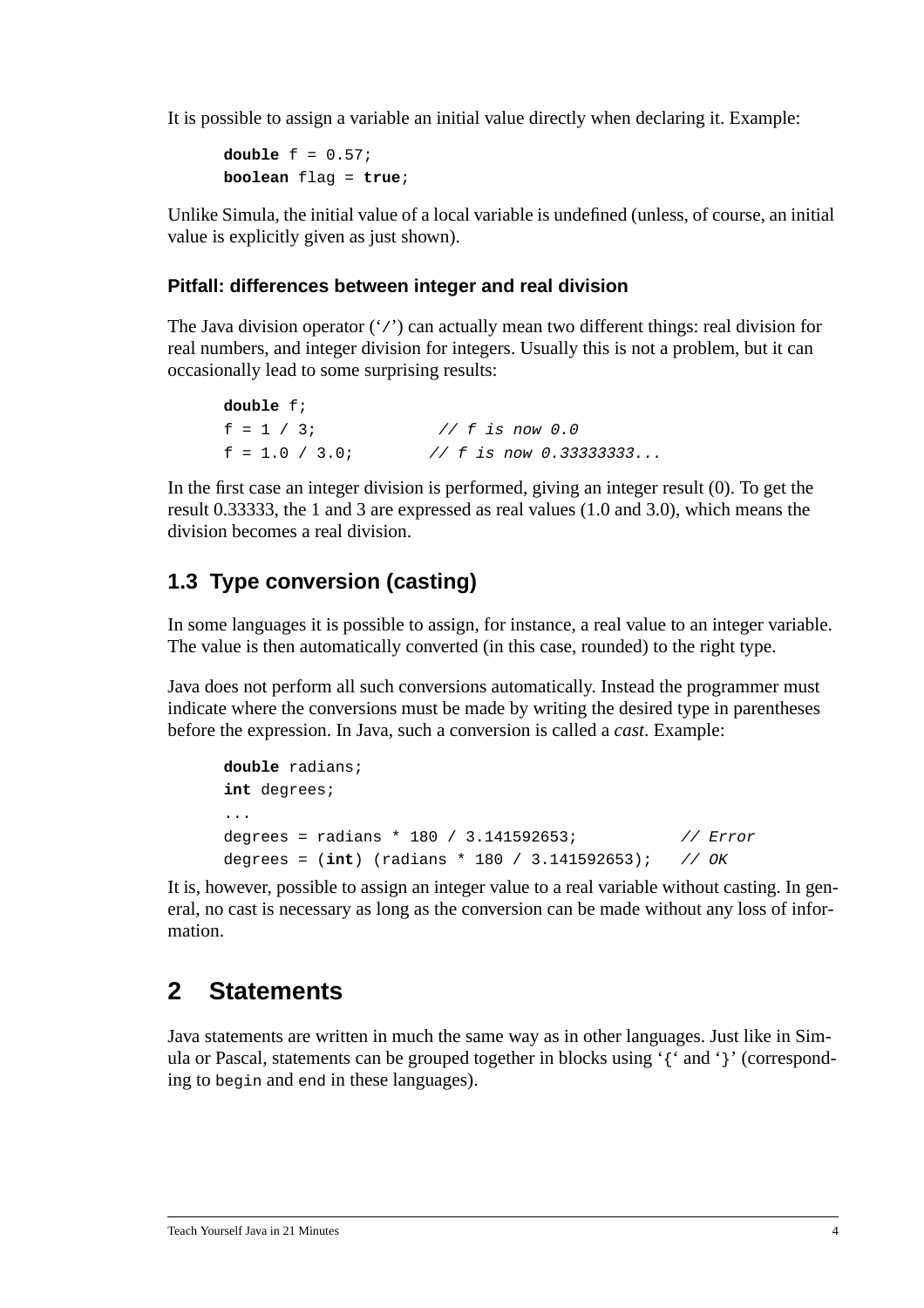It is possible to assign a variable an initial value directly when declaring it. Example:

```
double f = 0.57;
boolean flag = true;
```

Unlike Simula, the initial value of a local variable is undefined (unless, of course, an initial value is explicitly given as just shown).

### Pitfall: differences between integer and real division

The Java division operator ('`/`') can actually mean two different things: real division for real numbers, and integer division for integers. Usually this is not a problem, but it can occasionally lead to some surprising results:

```
double f;
f = 1 / 3;            // f is now 0.0
f = 1.0 / 3.0;        // f is now 0.33333333...
```

In the first case an integer division is performed, giving an integer result (0). To get the result 0.33333, the 1 and 3 are expressed as real values (1.0 and 3.0), which means the division becomes a real division.

## 1.3 Type conversion (casting)

In some languages it is possible to assign, for instance, a real value to an integer variable. The value is then automatically converted (in this case, rounded) to the right type.

Java does not perform all such conversions automatically. Instead the programmer must indicate where the conversions must be made by writing the desired type in parentheses before the expression. In Java, such a conversion is called a *cast*. Example:

```
double radians;
int degrees;
...
degrees = radians * 180 / 3.141592653;            // Error
degrees = (int) (radians * 180 / 3.141592653);   // OK
```

It is, however, possible to assign an integer value to a real variable without casting. In general, no cast is necessary as long as the conversion can be made without any loss of information.

# 2 Statements

Java statements are written in much the same way as in other languages. Just like in Simula or Pascal, statements can be grouped together in blocks using '`{`' and '`}`' (corresponding to `begin` and `end` in these languages).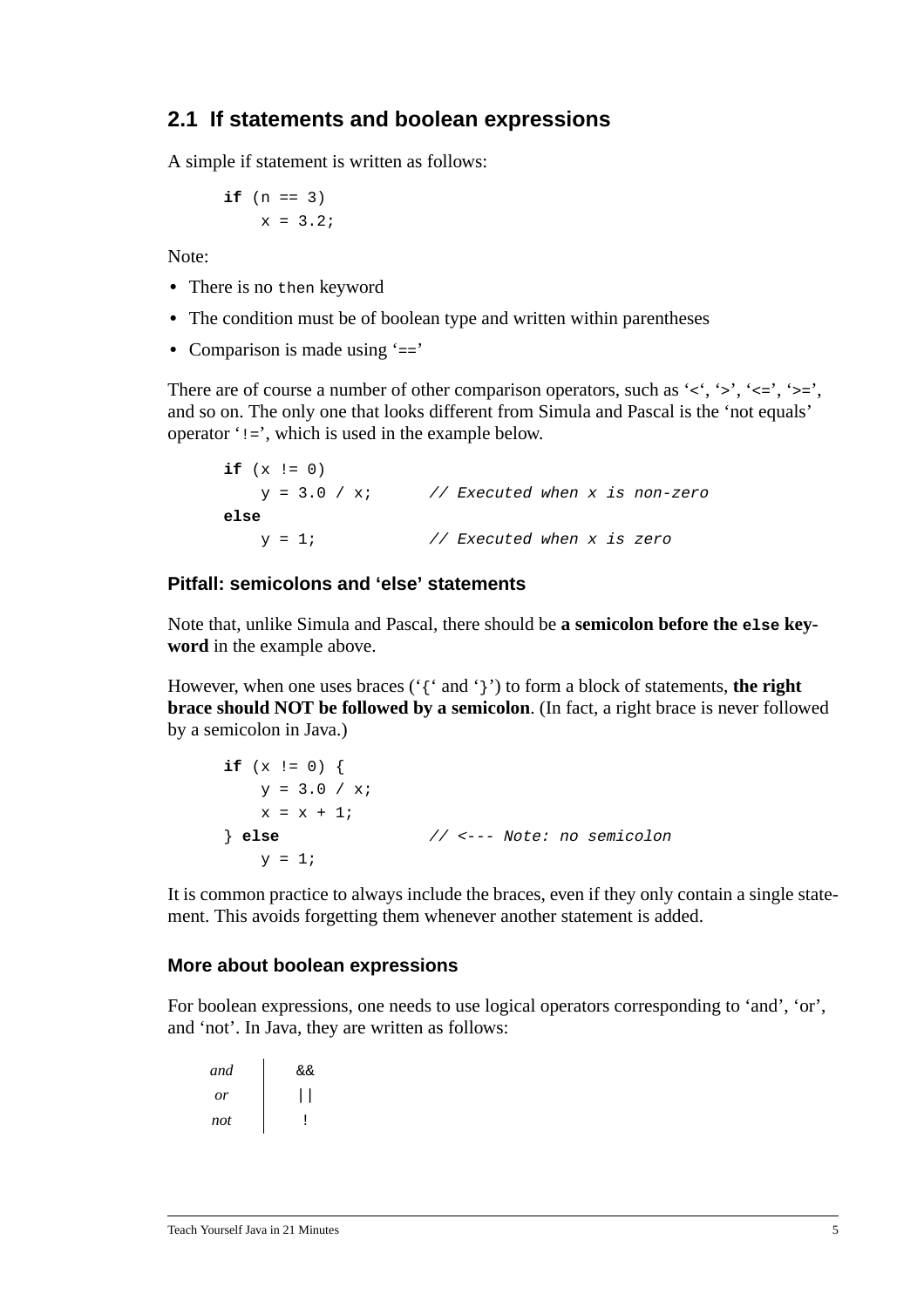## 2.1 If statements and boolean expressions

A simple if statement is written as follows:

```
if (n == 3)
    x = 3.2;
```

Note:

- There is no `then` keyword
- The condition must be of boolean type and written within parentheses
- Comparison is made using '=='

There are of course a number of other comparison operators, such as '<', '>', '<=', '>=', and so on. The only one that looks different from Simula and Pascal is the 'not equals' operator '`!=`', which is used in the example below.

```
if (x != 0)
    y = 3.0 / x;      // Executed when x is non-zero
else
    y = 1;            // Executed when x is zero
```

### Pitfall: semicolons and 'else' statements

Note that, unlike Simula and Pascal, there should be **a semicolon before the `else` keyword** in the example above.

However, when one uses braces ('`{`' and '`}`') to form a block of statements, **the right brace should NOT be followed by a semicolon**. (In fact, a right brace is never followed by a semicolon in Java.)

```
if (x != 0) {
    y = 3.0 / x;
    x = x + 1;
} else                // <--- Note: no semicolon
    y = 1;
```

It is common practice to always include the braces, even if they only contain a single statement. This avoids forgetting them whenever another statement is added.

### More about boolean expressions

For boolean expressions, one needs to use logical operators corresponding to 'and', 'or', and 'not'. In Java, they are written as follows:

| | |
|---|---|
| *and* | `&&` |
| *or* | `\|\|` |
| *not* | `!` |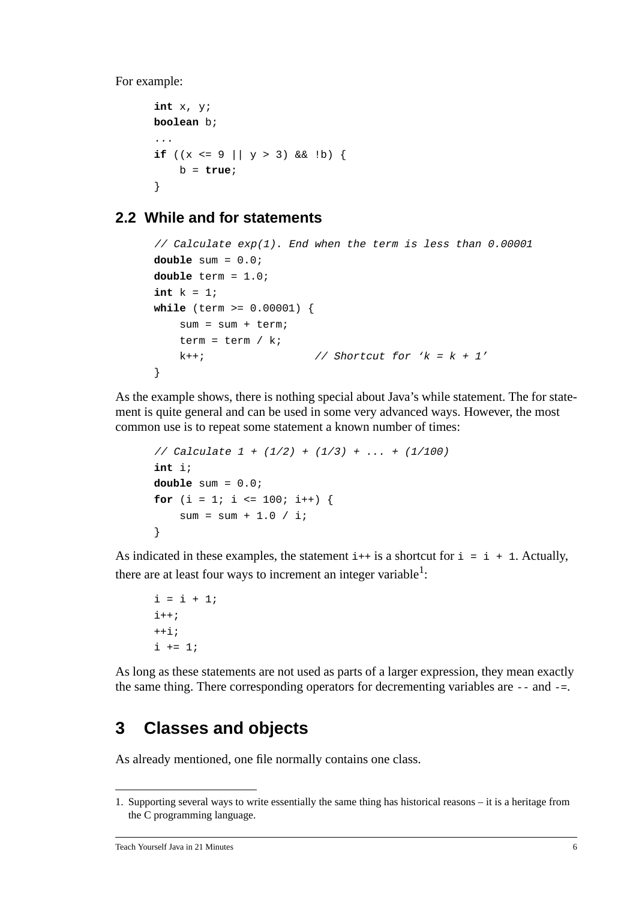For example:

```
int x, y;
boolean b;
...
if ((x <= 9 || y > 3) && !b) {
    b = true;
}
```

## 2.2 While and for statements

```
// Calculate exp(1). End when the term is less than 0.00001
double sum = 0.0;
double term = 1.0;
int k = 1;
while (term >= 0.00001) {
    sum = sum + term;
    term = term / k;
    k++;                // Shortcut for 'k = k + 1'
}
```

As the example shows, there is nothing special about Java's while statement. The for statement is quite general and can be used in some very advanced ways. However, the most common use is to repeat some statement a known number of times:

```
// Calculate 1 + (1/2) + (1/3) + ... + (1/100)
int i;
double sum = 0.0;
for (i = 1; i <= 100; i++) {
    sum = sum + 1.0 / i;
}
```

As indicated in these examples, the statement `i++` is a shortcut for `i = i + 1`. Actually, there are at least four ways to increment an integer variable[1]:

```
i = i + 1;
i++;
++i;
i += 1;
```

As long as these statements are not used as parts of a larger expression, they mean exactly the same thing. There corresponding operators for decrementing variables are `--` and `-=`.

# 3 Classes and objects

As already mentioned, one file normally contains one class.

---

1. Supporting several ways to write essentially the same thing has historical reasons – it is a heritage from the C programming language.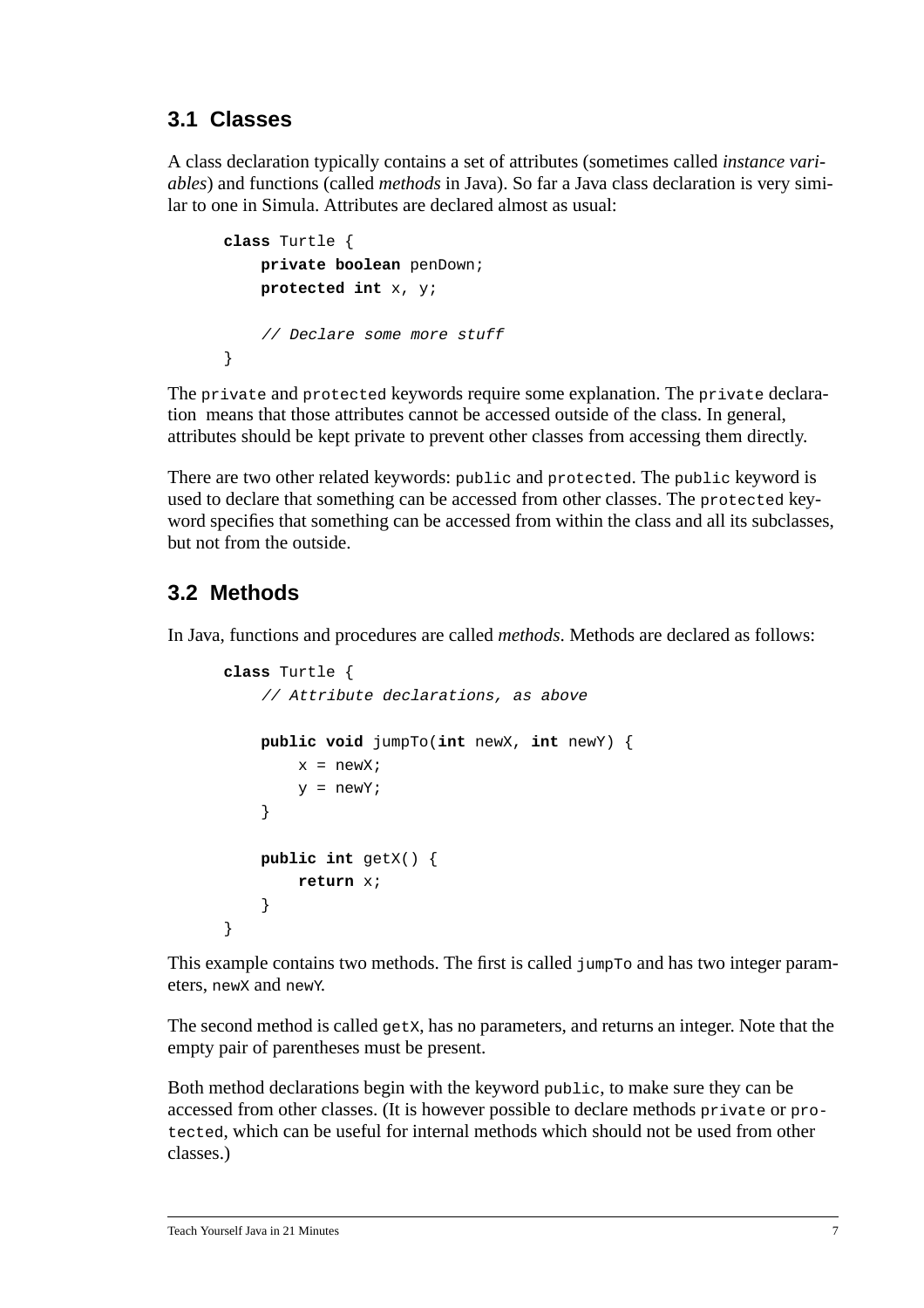## 3.1 Classes

A class declaration typically contains a set of attributes (sometimes called *instance variables*) and functions (called *methods* in Java). So far a Java class declaration is very similar to one in Simula. Attributes are declared almost as usual:

```
class Turtle {
    private boolean penDown;
    protected int x, y;

    // Declare some more stuff
}
```

The `private` and `protected` keywords require some explanation. The `private` declaration means that those attributes cannot be accessed outside of the class. In general, attributes should be kept private to prevent other classes from accessing them directly.

There are two other related keywords: `public` and `protected`. The `public` keyword is used to declare that something can be accessed from other classes. The `protected` keyword specifies that something can be accessed from within the class and all its subclasses, but not from the outside.

## 3.2 Methods

In Java, functions and procedures are called *methods*. Methods are declared as follows:

```
class Turtle {
    // Attribute declarations, as above

    public void jumpTo(int newX, int newY) {
        x = newX;
        y = newY;
    }

    public int getX() {
        return x;
    }
}
```

This example contains two methods. The first is called `jumpTo` and has two integer parameters, `newX` and `newY`.

The second method is called `getX`, has no parameters, and returns an integer. Note that the empty pair of parentheses must be present.

Both method declarations begin with the keyword `public`, to make sure they can be accessed from other classes. (It is however possible to declare methods `private` or `protected`, which can be useful for internal methods which should not be used from other classes.)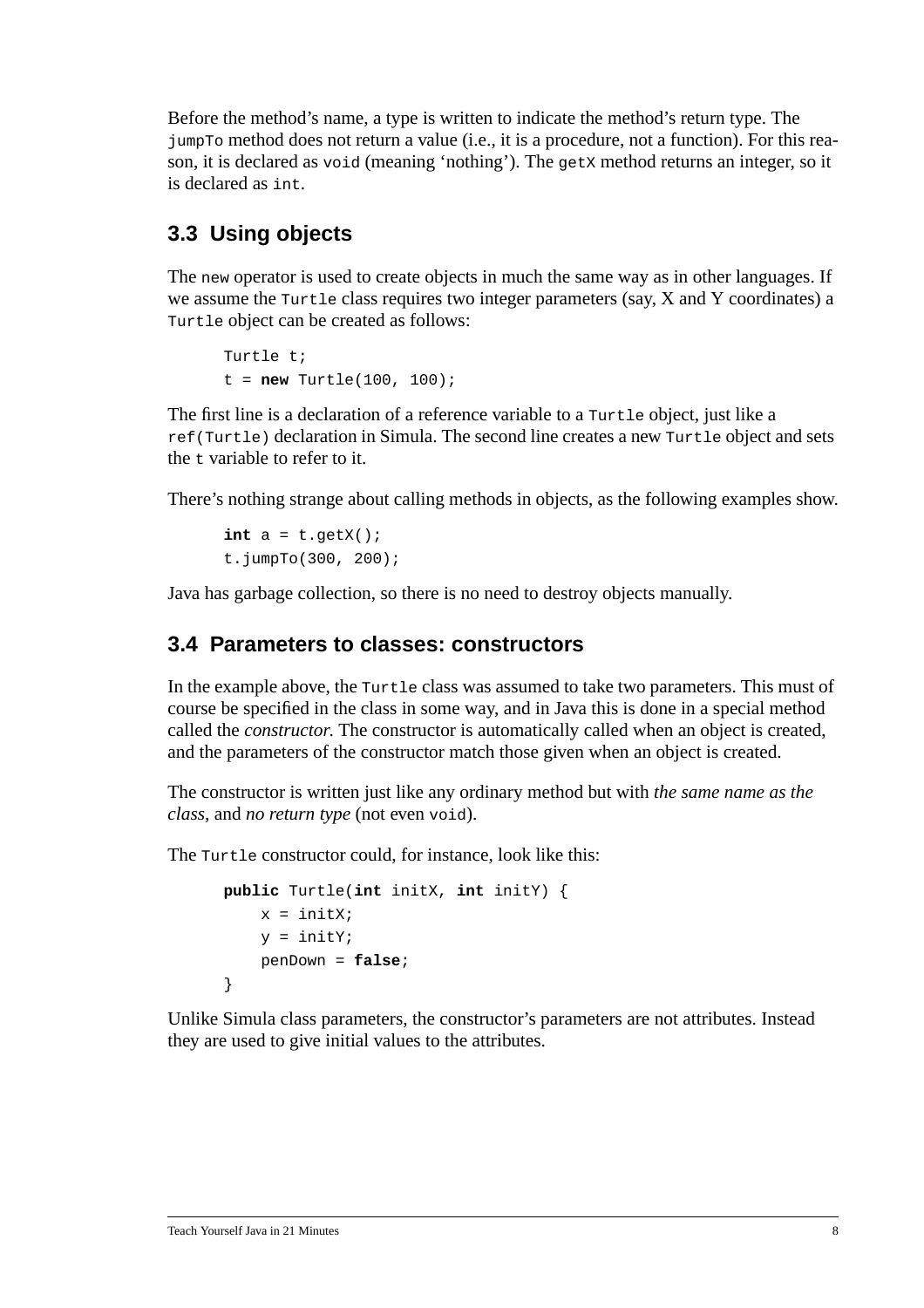Before the method's name, a type is written to indicate the method's return type. The `jumpTo` method does not return a value (i.e., it is a procedure, not a function). For this reason, it is declared as `void` (meaning 'nothing'). The `getX` method returns an integer, so it is declared as `int`.

## 3.3 Using objects

The `new` operator is used to create objects in much the same way as in other languages. If we assume the `Turtle` class requires two integer parameters (say, X and Y coordinates) a `Turtle` object can be created as follows:

```
Turtle t;
t = new Turtle(100, 100);
```

The first line is a declaration of a reference variable to a `Turtle` object, just like a `ref(Turtle)` declaration in Simula. The second line creates a new `Turtle` object and sets the `t` variable to refer to it.

There's nothing strange about calling methods in objects, as the following examples show.

```
int a = t.getX();
t.jumpTo(300, 200);
```

Java has garbage collection, so there is no need to destroy objects manually.

## 3.4 Parameters to classes: constructors

In the example above, the `Turtle` class was assumed to take two parameters. This must of course be specified in the class in some way, and in Java this is done in a special method called the *constructor.* The constructor is automatically called when an object is created, and the parameters of the constructor match those given when an object is created.

The constructor is written just like any ordinary method but with *the same name as the class*, and *no return type* (not even `void`).

The `Turtle` constructor could, for instance, look like this:

```
public Turtle(int initX, int initY) {
    x = initX;
    y = initY;
    penDown = false;
}
```

Unlike Simula class parameters, the constructor's parameters are not attributes. Instead they are used to give initial values to the attributes.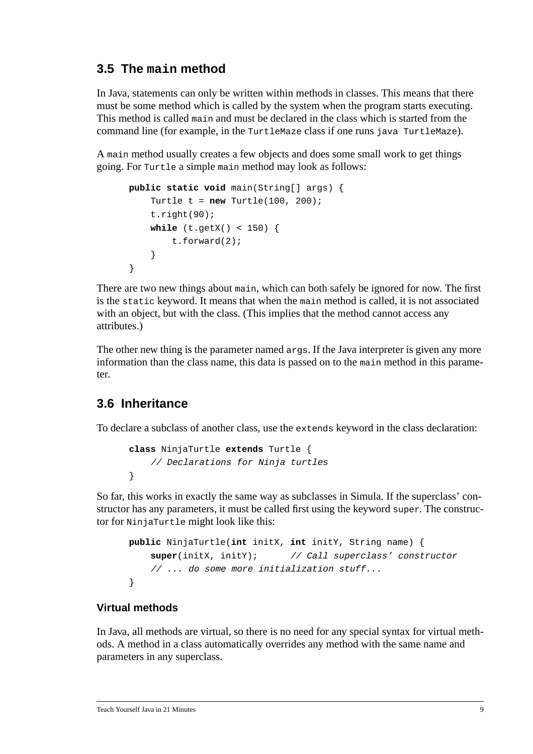## 3.5 The `main` method

In Java, statements can only be written within methods in classes. This means that there must be some method which is called by the system when the program starts executing. This method is called `main` and must be declared in the class which is started from the command line (for example, in the `TurtleMaze` class if one runs `java TurtleMaze`).

A `main` method usually creates a few objects and does some small work to get things going. For `Turtle` a simple `main` method may look as follows:

```
public static void main(String[] args) {
    Turtle t = new Turtle(100, 200);
    t.right(90);
    while (t.getX() < 150) {
        t.forward(2);
    }
}
```

There are two new things about `main`, which can both safely be ignored for now. The first is the `static` keyword. It means that when the `main` method is called, it is not associated with an object, but with the class. (This implies that the method cannot access any attributes.)

The other new thing is the parameter named `args`. If the Java interpreter is given any more information than the class name, this data is passed on to the `main` method in this parameter.

## 3.6 Inheritance

To declare a subclass of another class, use the `extends` keyword in the class declaration:

```
class NinjaTurtle extends Turtle {
    // Declarations for Ninja turtles
}
```

So far, this works in exactly the same way as subclasses in Simula. If the superclass' constructor has any parameters, it must be called first using the keyword `super`. The constructor for `NinjaTurtle` might look like this:

```
public NinjaTurtle(int initX, int initY, String name) {
    super(initX, initY);      // Call superclass' constructor
    // ... do some more initialization stuff...
}
```

### Virtual methods

In Java, all methods are virtual, so there is no need for any special syntax for virtual methods. A method in a class automatically overrides any method with the same name and parameters in any superclass.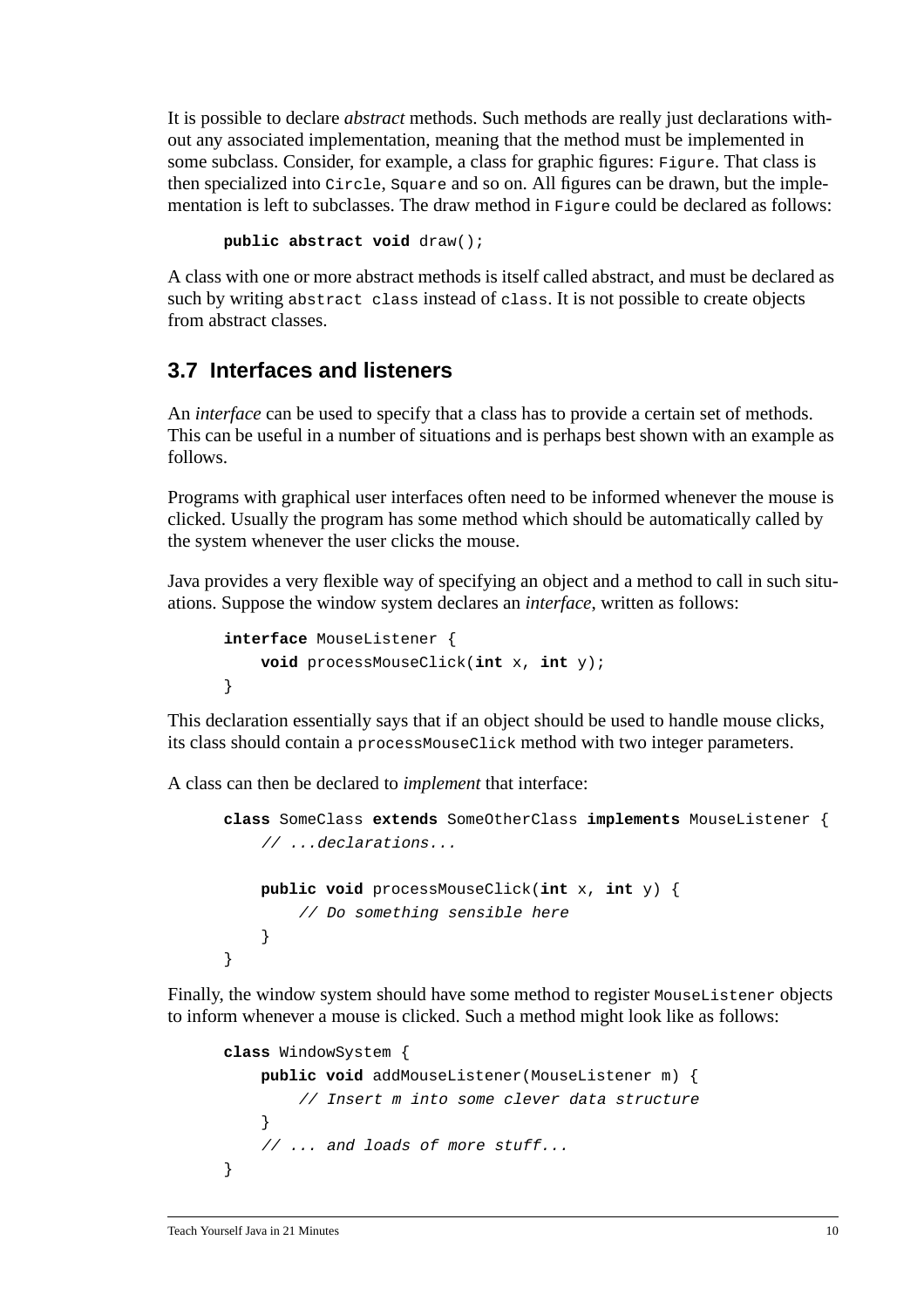It is possible to declare *abstract* methods. Such methods are really just declarations without any associated implementation, meaning that the method must be implemented in some subclass. Consider, for example, a class for graphic figures: `Figure`. That class is then specialized into `Circle`, `Square` and so on. All figures can be drawn, but the implementation is left to subclasses. The draw method in `Figure` could be declared as follows:

```
public abstract void draw();
```

A class with one or more abstract methods is itself called abstract, and must be declared as such by writing `abstract class` instead of `class`. It is not possible to create objects from abstract classes.

## 3.7 Interfaces and listeners

An *interface* can be used to specify that a class has to provide a certain set of methods. This can be useful in a number of situations and is perhaps best shown with an example as follows.

Programs with graphical user interfaces often need to be informed whenever the mouse is clicked. Usually the program has some method which should be automatically called by the system whenever the user clicks the mouse.

Java provides a very flexible way of specifying an object and a method to call in such situations. Suppose the window system declares an *interface*, written as follows:

```
interface MouseListener {
    void processMouseClick(int x, int y);
}
```

This declaration essentially says that if an object should be used to handle mouse clicks, its class should contain a `processMouseClick` method with two integer parameters.

A class can then be declared to *implement* that interface:

```
class SomeClass extends SomeOtherClass implements MouseListener {
    // ...declarations...

    public void processMouseClick(int x, int y) {
        // Do something sensible here
    }
}
```

Finally, the window system should have some method to register `MouseListener` objects to inform whenever a mouse is clicked. Such a method might look like as follows:

```
class WindowSystem {
    public void addMouseListener(MouseListener m) {
        // Insert m into some clever data structure
    }
    // ... and loads of more stuff...
}
```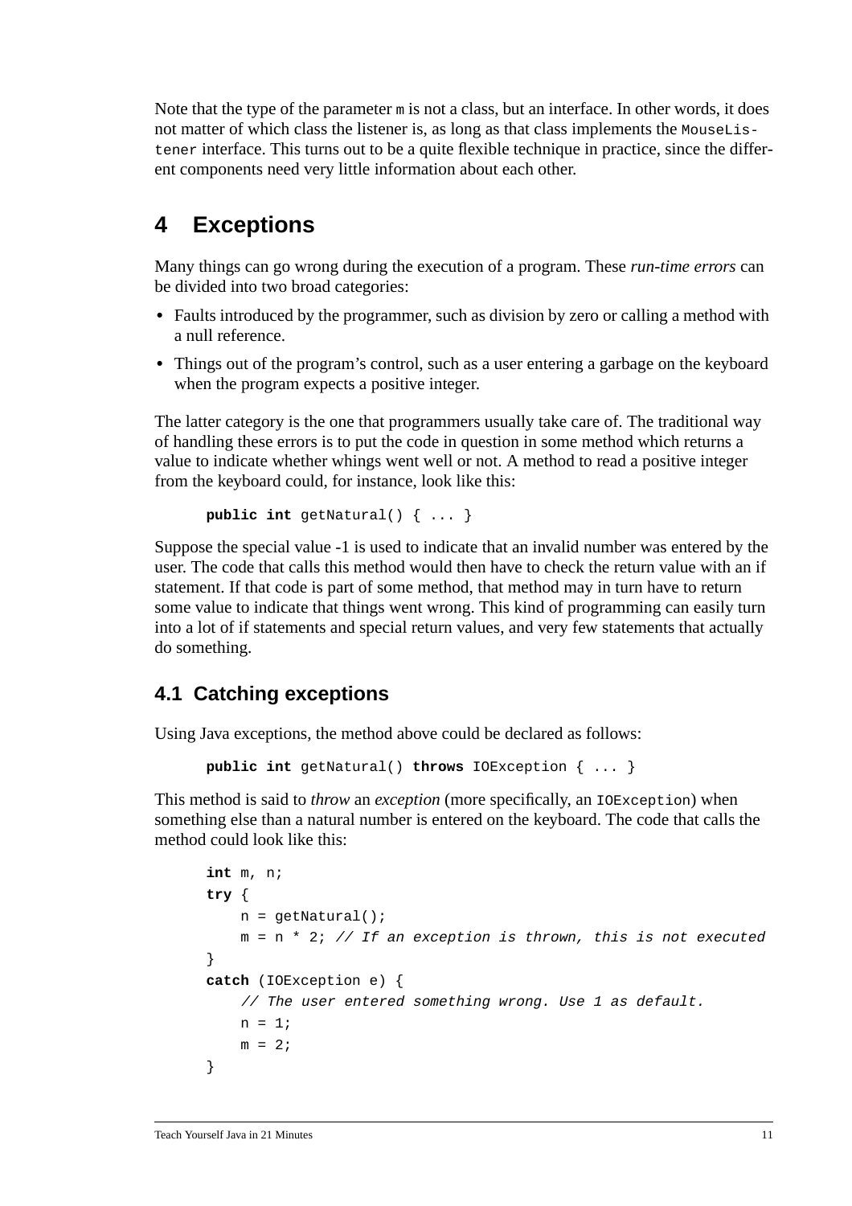Note that the type of the parameter `m` is not a class, but an interface. In other words, it does not matter of which class the listener is, as long as that class implements the `MouseListener` interface. This turns out to be a quite flexible technique in practice, since the different components need very little information about each other.

# 4 Exceptions

Many things can go wrong during the execution of a program. These *run-time errors* can be divided into two broad categories:

- Faults introduced by the programmer, such as division by zero or calling a method with a null reference.
- Things out of the program's control, such as a user entering a garbage on the keyboard when the program expects a positive integer.

The latter category is the one that programmers usually take care of. The traditional way of handling these errors is to put the code in question in some method which returns a value to indicate whether whings went well or not. A method to read a positive integer from the keyboard could, for instance, look like this:

```
public int getNatural() { ... }
```

Suppose the special value -1 is used to indicate that an invalid number was entered by the user. The code that calls this method would then have to check the return value with an if statement. If that code is part of some method, that method may in turn have to return some value to indicate that things went wrong. This kind of programming can easily turn into a lot of if statements and special return values, and very few statements that actually do something.

## 4.1 Catching exceptions

Using Java exceptions, the method above could be declared as follows:

```
public int getNatural() throws IOException { ... }
```

This method is said to *throw* an *exception* (more specifically, an `IOException`) when something else than a natural number is entered on the keyboard. The code that calls the method could look like this:

```
int m, n;
try {
    n = getNatural();
    m = n * 2; // If an exception is thrown, this is not executed
}
catch (IOException e) {
    // The user entered something wrong. Use 1 as default.
    n = 1;
    m = 2;
}
```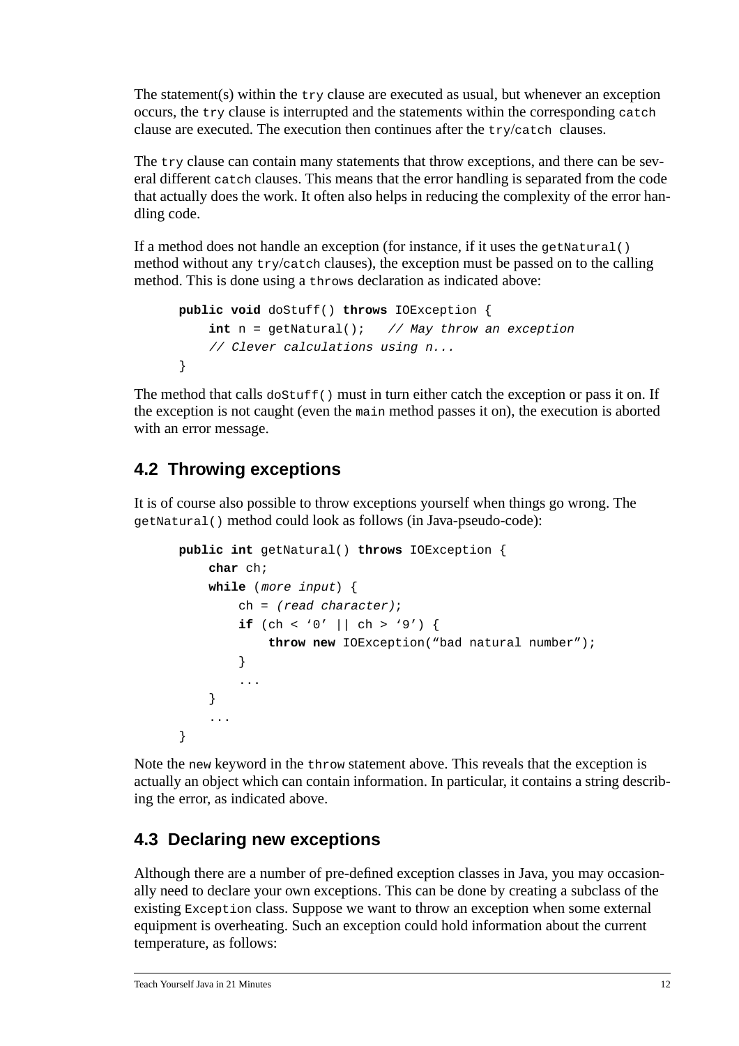The statement(s) within the `try` clause are executed as usual, but whenever an exception occurs, the `try` clause is interrupted and the statements within the corresponding `catch` clause are executed. The execution then continues after the `try`/`catch` clauses.

The `try` clause can contain many statements that throw exceptions, and there can be several different `catch` clauses. This means that the error handling is separated from the code that actually does the work. It often also helps in reducing the complexity of the error handling code.

If a method does not handle an exception (for instance, if it uses the `getNatural()` method without any `try`/`catch` clauses), the exception must be passed on to the calling method. This is done using a `throws` declaration as indicated above:

```
public void doStuff() throws IOException {
    int n = getNatural();   // May throw an exception
    // Clever calculations using n...
}
```

The method that calls `doStuff()` must in turn either catch the exception or pass it on. If the exception is not caught (even the `main` method passes it on), the execution is aborted with an error message.

## 4.2 Throwing exceptions

It is of course also possible to throw exceptions yourself when things go wrong. The `getNatural()` method could look as follows (in Java-pseudo-code):

```
public int getNatural() throws IOException {
    char ch;
    while (more input) {
        ch = (read character);
        if (ch < '0' || ch > '9') {
            throw new IOException("bad natural number");
        }
        ...
    }
    ...
}
```

Note the `new` keyword in the `throw` statement above. This reveals that the exception is actually an object which can contain information. In particular, it contains a string describing the error, as indicated above.

## 4.3 Declaring new exceptions

Although there are a number of pre-defined exception classes in Java, you may occasionally need to declare your own exceptions. This can be done by creating a subclass of the existing `Exception` class. Suppose we want to throw an exception when some external equipment is overheating. Such an exception could hold information about the current temperature, as follows: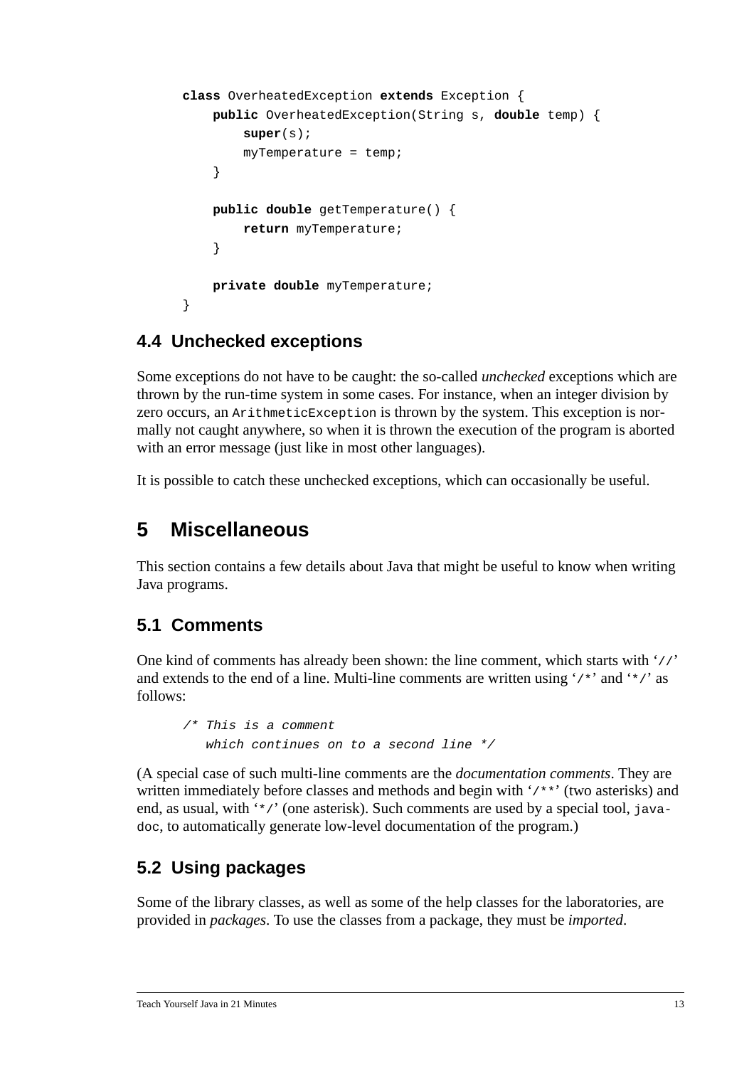```java
class OverheatedException extends Exception {
    public OverheatedException(String s, double temp) {
        super(s);
        myTemperature = temp;
    }

    public double getTemperature() {
        return myTemperature;
    }

    private double myTemperature;
}
```

### 4.4 Unchecked exceptions

Some exceptions do not have to be caught: the so-called *unchecked* exceptions which are thrown by the run-time system in some cases. For instance, when an integer division by zero occurs, an `ArithmeticException` is thrown by the system. This exception is normally not caught anywhere, so when it is thrown the execution of the program is aborted with an error message (just like in most other languages).

It is possible to catch these unchecked exceptions, which can occasionally be useful.

## 5 Miscellaneous

This section contains a few details about Java that might be useful to know when writing Java programs.

### 5.1 Comments

One kind of comments has already been shown: the line comment, which starts with '`//`' and extends to the end of a line. Multi-line comments are written using '`/*`' and '`*/`' as follows:

```java
/* This is a comment
   which continues on to a second line */
```

(A special case of such multi-line comments are the *documentation comments*. They are written immediately before classes and methods and begin with '`/**`' (two asterisks) and end, as usual, with '`*/`' (one asterisk). Such comments are used by a special tool, `javadoc`, to automatically generate low-level documentation of the program.)

### 5.2 Using packages

Some of the library classes, as well as some of the help classes for the laboratories, are provided in *packages*. To use the classes from a package, they must be *imported*.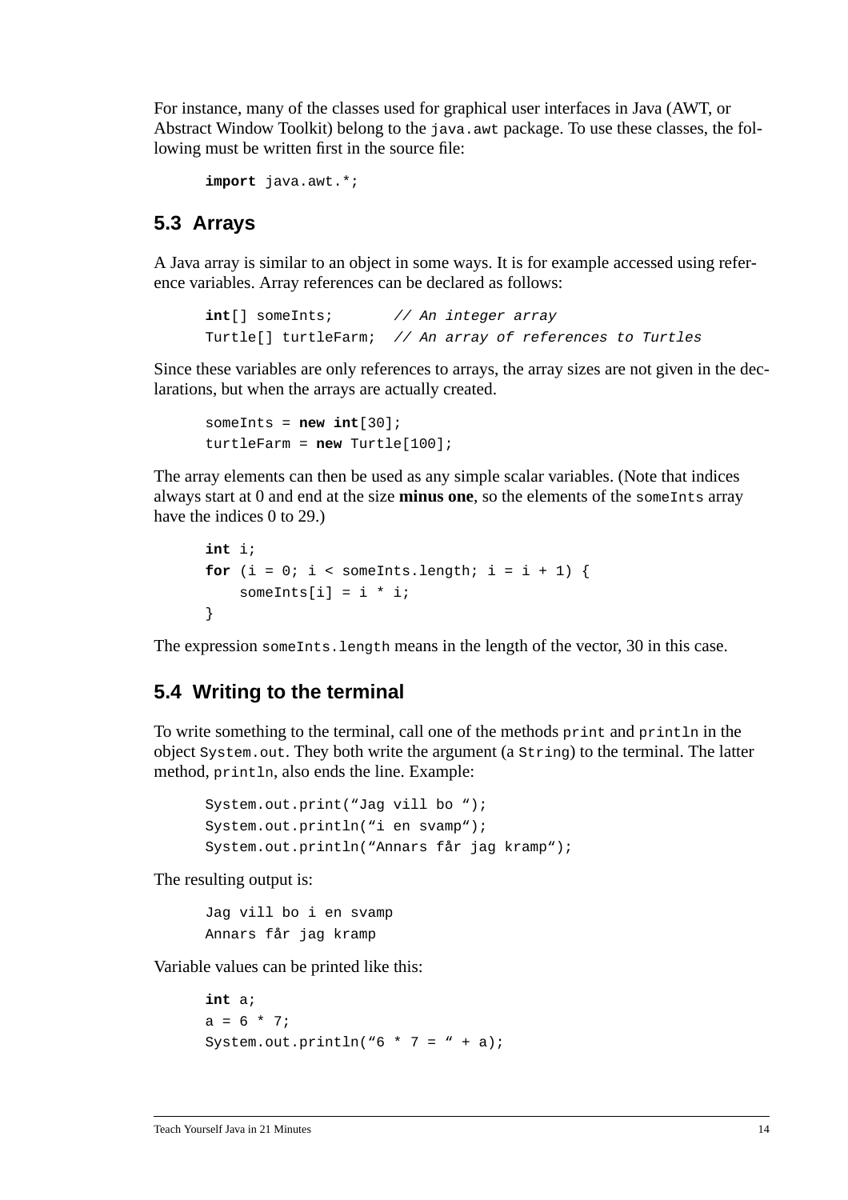For instance, many of the classes used for graphical user interfaces in Java (AWT, or Abstract Window Toolkit) belong to the `java.awt` package. To use these classes, the following must be written first in the source file:

```
import java.awt.*;
```

## 5.3 Arrays

A Java array is similar to an object in some ways. It is for example accessed using reference variables. Array references can be declared as follows:

```
int[] someInts;       // An integer array
Turtle[] turtleFarm;  // An array of references to Turtles
```

Since these variables are only references to arrays, the array sizes are not given in the declarations, but when the arrays are actually created.

```
someInts = new int[30];
turtleFarm = new Turtle[100];
```

The array elements can then be used as any simple scalar variables. (Note that indices always start at 0 and end at the size **minus one**, so the elements of the `someInts` array have the indices 0 to 29.)

```
int i;
for (i = 0; i < someInts.length; i = i + 1) {
    someInts[i] = i * i;
}
```

The expression `someInts.length` means in the length of the vector, 30 in this case.

## 5.4 Writing to the terminal

To write something to the terminal, call one of the methods `print` and `println` in the object `System.out`. They both write the argument (a `String`) to the terminal. The latter method, `println`, also ends the line. Example:

```
System.out.print(“Jag vill bo “);
System.out.println(“i en svamp“);
System.out.println(“Annars får jag kramp“);
```

The resulting output is:

```
Jag vill bo i en svamp
Annars får jag kramp
```

Variable values can be printed like this:

```
int a;
a = 6 * 7;
System.out.println(“6 * 7 = “ + a);
```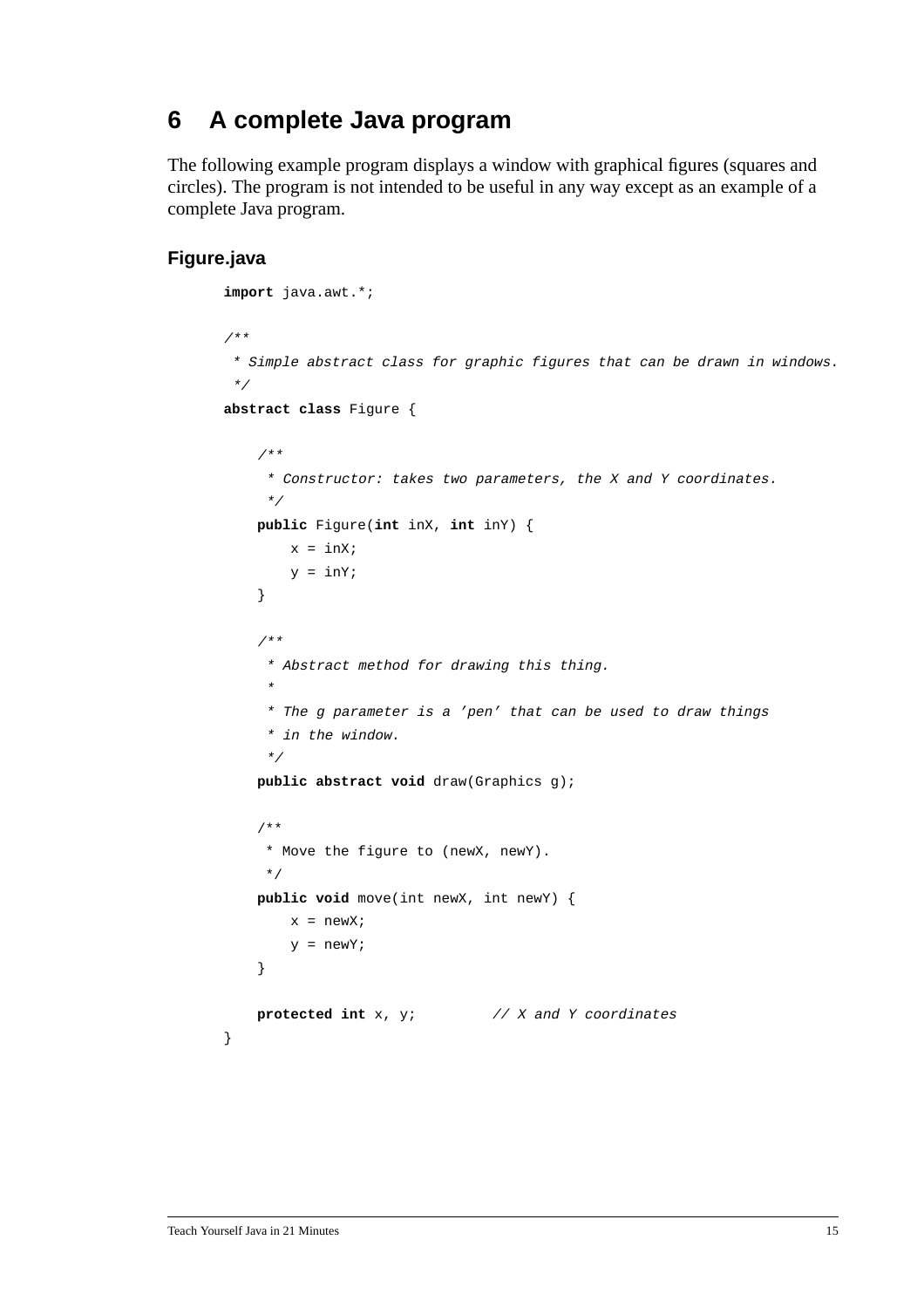# 6 A complete Java program

The following example program displays a window with graphical figures (squares and circles). The program is not intended to be useful in any way except as an example of a complete Java program.

### Figure.java

```
import java.awt.*;

/**
 * Simple abstract class for graphic figures that can be drawn in windows.
 */
abstract class Figure {

    /**
     * Constructor: takes two parameters, the X and Y coordinates.
     */
    public Figure(int inX, int inY) {
        x = inX;
        y = inY;
    }

    /**
     * Abstract method for drawing this thing.
     *
     * The g parameter is a ’pen’ that can be used to draw things
     * in the window.
     */
    public abstract void draw(Graphics g);

    /**
     * Move the figure to (newX, newY).
     */
    public void move(int newX, int newY) {
        x = newX;
        y = newY;
    }

    protected int x, y;         // X and Y coordinates
}
```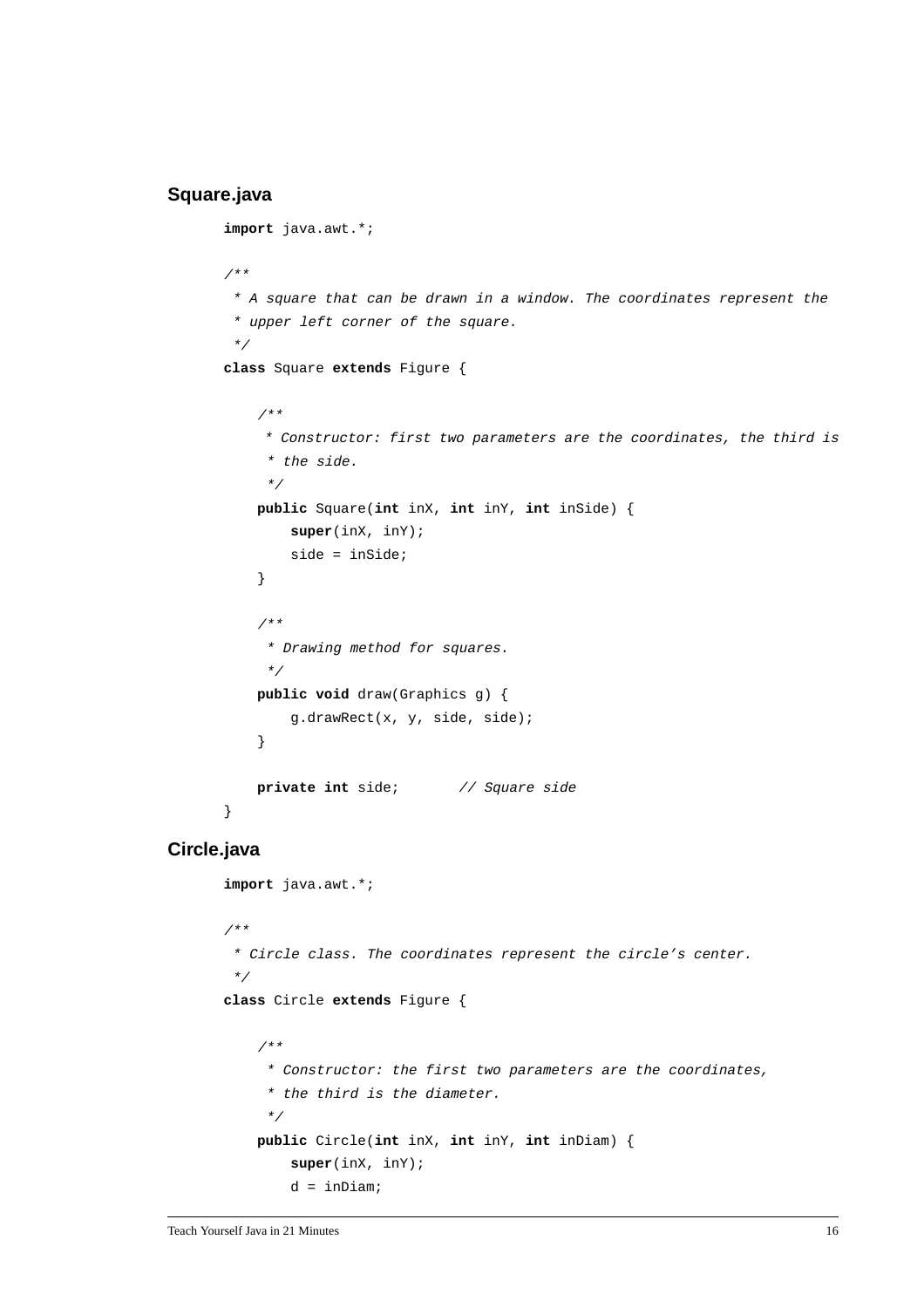### Square.java

```java
import java.awt.*;

/**
 * A square that can be drawn in a window. The coordinates represent the
 * upper left corner of the square.
 */
class Square extends Figure {

    /**
     * Constructor: first two parameters are the coordinates, the third is
     * the side.
     */
    public Square(int inX, int inY, int inSide) {
        super(inX, inY);
        side = inSide;
    }

    /**
     * Drawing method for squares.
     */
    public void draw(Graphics g) {
        g.drawRect(x, y, side, side);
    }

    private int side;       // Square side
}
```

### Circle.java

```java
import java.awt.*;

/**
 * Circle class. The coordinates represent the circle’s center.
 */
class Circle extends Figure {

    /**
     * Constructor: the first two parameters are the coordinates,
     * the third is the diameter.
     */
    public Circle(int inX, int inY, int inDiam) {
        super(inX, inY);
        d = inDiam;
```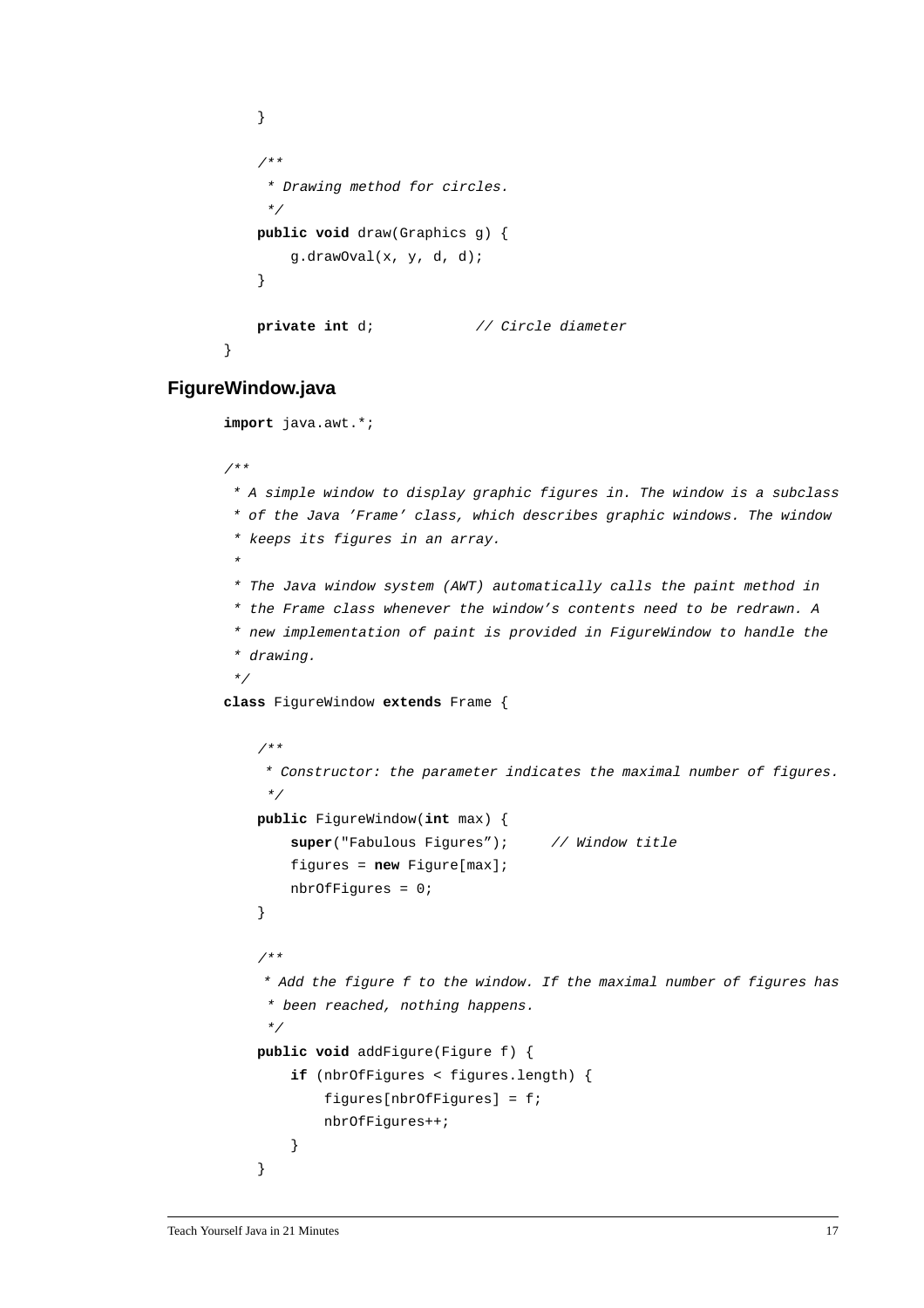```
    }

    /**
     * Drawing method for circles.
     */
    public void draw(Graphics g) {
        g.drawOval(x, y, d, d);
    }

    private int d;            // Circle diameter
}
```

### FigureWindow.java

```
import java.awt.*;

/**
 * A simple window to display graphic figures in. The window is a subclass
 * of the Java ’Frame’ class, which describes graphic windows. The window
 * keeps its figures in an array.
 *
 * The Java window system (AWT) automatically calls the paint method in
 * the Frame class whenever the window’s contents need to be redrawn. A
 * new implementation of paint is provided in FigureWindow to handle the
 * drawing.
 */
class FigureWindow extends Frame {

    /**
     * Constructor: the parameter indicates the maximal number of figures.
     */
    public FigureWindow(int max) {
        super("Fabulous Figures”);     // Window title
        figures = new Figure[max];
        nbrOfFigures = 0;
    }

    /**
    * Add the figure f to the window. If the maximal number of figures has
     * been reached, nothing happens.
     */
    public void addFigure(Figure f) {
        if (nbrOfFigures < figures.length) {
            figures[nbrOfFigures] = f;
            nbrOfFigures++;
        }
    }
```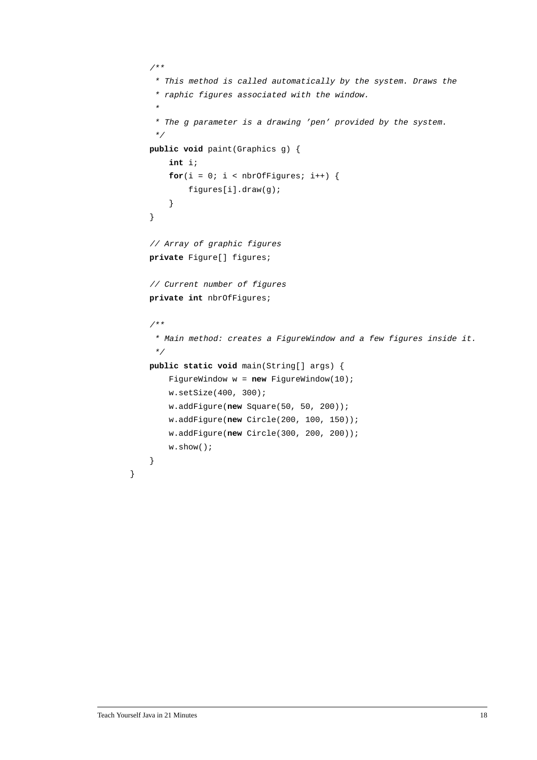```java
    /**
     * This method is called automatically by the system. Draws the
     * raphic figures associated with the window.
     *
     * The g parameter is a drawing ’pen’ provided by the system.
     */
    public void paint(Graphics g) {
        int i;
        for(i = 0; i < nbrOfFigures; i++) {
            figures[i].draw(g);
        }
    }

    // Array of graphic figures
    private Figure[] figures;

    // Current number of figures
    private int nbrOfFigures;

    /**
     * Main method: creates a FigureWindow and a few figures inside it.
     */
    public static void main(String[] args) {
        FigureWindow w = new FigureWindow(10);
        w.setSize(400, 300);
        w.addFigure(new Square(50, 50, 200));
        w.addFigure(new Circle(200, 100, 150));
        w.addFigure(new Circle(300, 200, 200));
        w.show();
    }
}
```